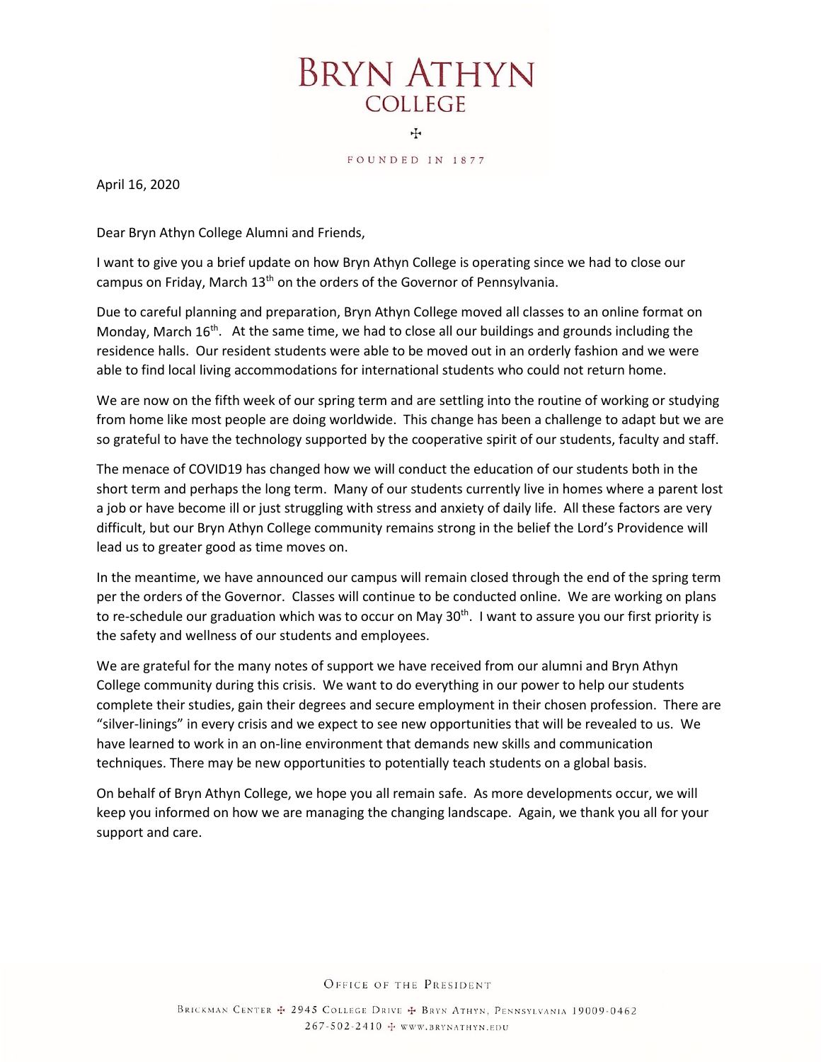# BRYN ATHYN COLLEGE

FOUNDED IN 1877

April 16, 2020

Dear Bryn Athyn College Alumni and Friends,

I want to give you a brief update on how Bryn Athyn College is operating since we had to close our campus on Friday, March 13th on the orders of the Governor of Pennsylvania.

Due to careful planning and preparation, Bryn Athyn College moved all classes to an online format on Monday, March 16th. At the same time, we had to close all our buildings and grounds including the residence halls. Our resident students were able to be moved out in an orderly fashion and we were able to find local living accommodations for international students who could not return home.

We are now on the fifth week of our spring term and are settling into the routine of working or studying from home like most people are doing worldwide. This change has been a challenge to adapt but we are so grateful to have the technology supported by the cooperative spirit of our students, faculty and staff.

The menace of COVID19 has changed how we will conduct the education of our students both in the short term and perhaps the long term. Many of our students currently live in homes where a parent lost a job or have become ill or just struggling with stress and anxiety of daily life. All these factors are very difficult, but our Bryn Athyn College community remains strong in the belief the Lord's Providence will lead us to greater good as time moves on.

In the meantime, we have announced our campus will remain closed through the end of the spring term per the orders of the Governor. Classes will continue to be conducted online. We are working on plans to re-schedule our graduation which was to occur on May 30th. I want to assure you our first priority is the safety and wellness of our students and employees.

We are grateful for the many notes of support we have received from our alumni and Bryn Athyn College community during this crisis. We want to do everything in our power to help our students complete their studies, gain their degrees and secure employment in their chosen profession. There are "silver-linings" in every crisis and we expect to see new opportunities that will be revealed to us. We have learned to work in an on-line environment that demands new skills and communication techniques. There may be new opportunities to potentially teach students on a global basis.

On behalf of Bryn Athyn College, we hope you all remain safe. As more developments occur, we will keep you informed on how we are managing the changing landscape. Again, we thank you all for your support and care.

OFFICE OF THE PRESIDENT

BRICKMAN CENTER ✣ 2945 COLLEGE DRIVE ✣ BRYN ATHYN, PENNSYLVANIA 19009-0462
267-502-2410 ✣ WWW.BRYNATHYN.EDU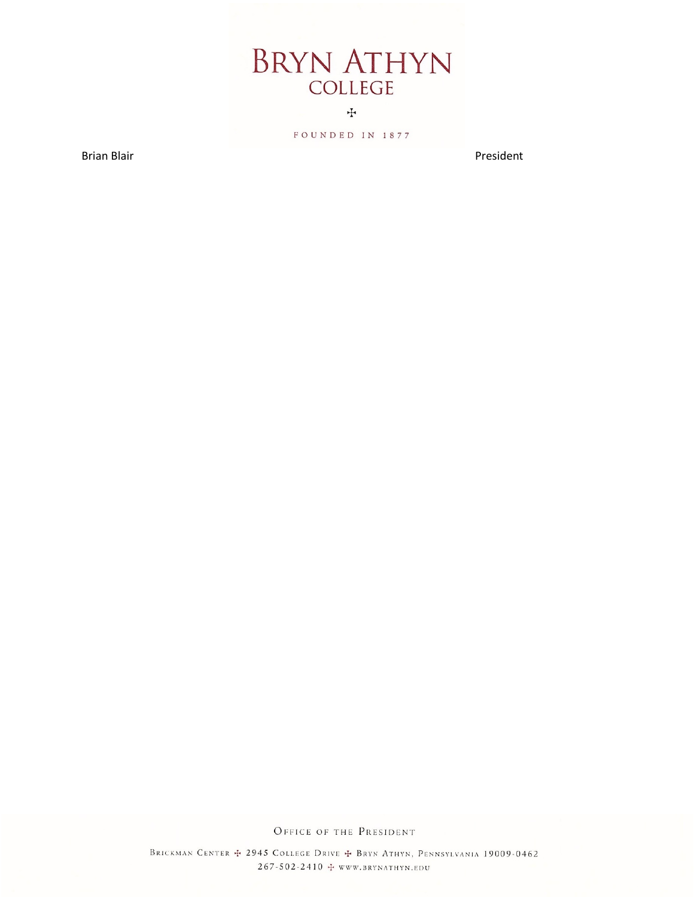BRYN ATHYN
COLLEGE

FOUNDED IN 1877

Brian Blair President

OFFICE OF THE PRESIDENT

BRICKMAN CENTER ✠ 2945 COLLEGE DRIVE ✠ BRYN ATHYN, PENNSYLVANIA 19009-0462
267-502-2410 ✠ WWW.BRYNATHYN.EDU